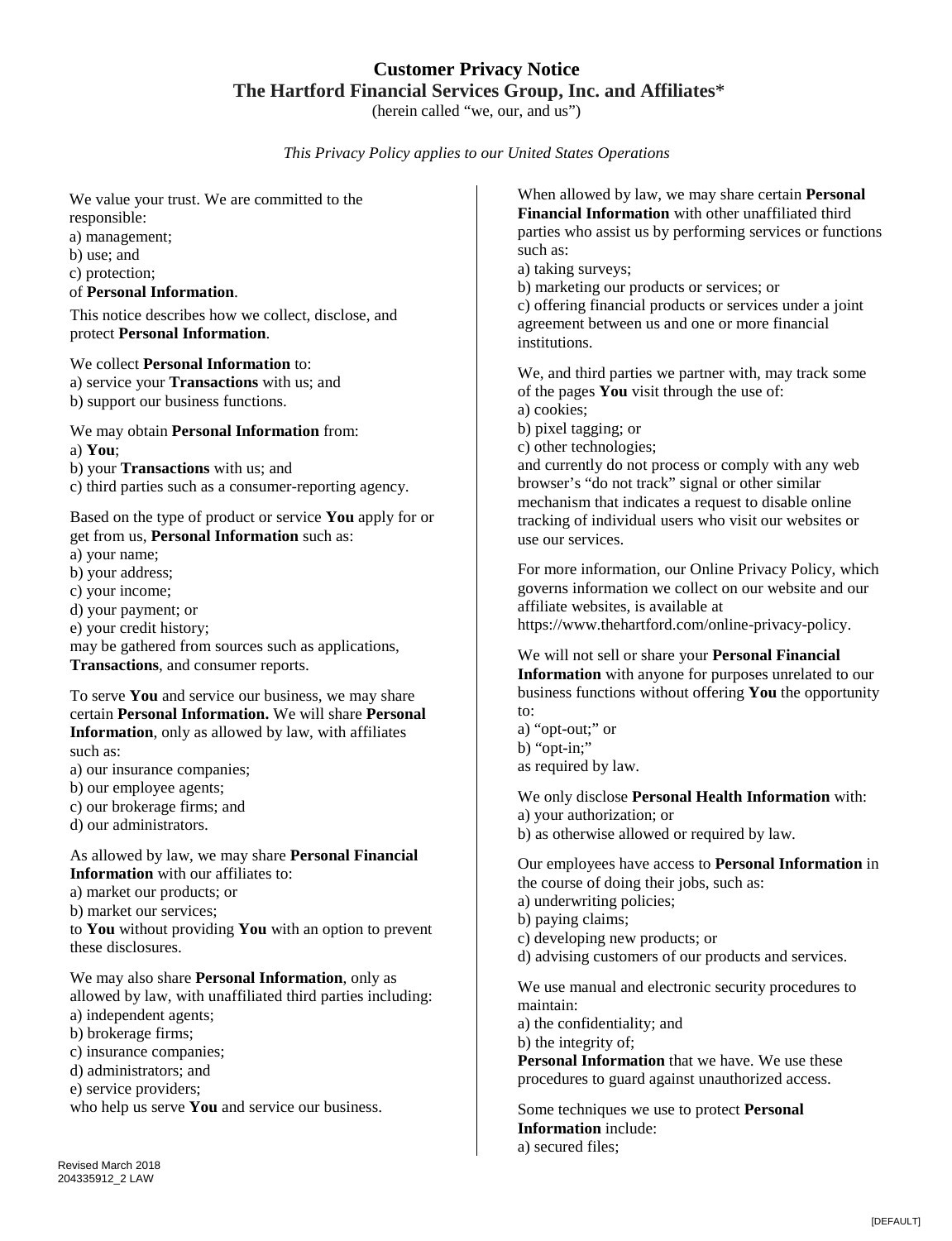# Customer Privacy Notice

## The Hartford Financial Services Group, Inc. and Affiliates*

(herein called "we, our, and us")

*This Privacy Policy applies to our United States Operations*

We value your trust. We are committed to the responsible:
a) management;
b) use; and
c) protection;
of **Personal Information**.

This notice describes how we collect, disclose, and protect **Personal Information**.

We collect **Personal Information** to:
a) service your **Transactions** with us; and
b) support our business functions.

We may obtain **Personal Information** from:
a) **You**;
b) your **Transactions** with us; and
c) third parties such as a consumer-reporting agency.

Based on the type of product or service **You** apply for or get from us, **Personal Information** such as:
a) your name;
b) your address;
c) your income;
d) your payment; or
e) your credit history;
may be gathered from sources such as applications, **Transactions**, and consumer reports.

To serve **You** and service our business, we may share certain **Personal Information.** We will share **Personal Information**, only as allowed by law, with affiliates such as:
a) our insurance companies;
b) our employee agents;
c) our brokerage firms; and
d) our administrators.

As allowed by law, we may share **Personal Financial Information** with our affiliates to:
a) market our products; or
b) market our services;
to **You** without providing **You** with an option to prevent these disclosures.

We may also share **Personal Information**, only as allowed by law, with unaffiliated third parties including:
a) independent agents;
b) brokerage firms;
c) insurance companies;
d) administrators; and
e) service providers;
who help us serve **You** and service our business.

When allowed by law, we may share certain **Personal Financial Information** with other unaffiliated third parties who assist us by performing services or functions such as:
a) taking surveys;
b) marketing our products or services; or
c) offering financial products or services under a joint agreement between us and one or more financial institutions.

We, and third parties we partner with, may track some of the pages **You** visit through the use of:
a) cookies;
b) pixel tagging; or
c) other technologies;
and currently do not process or comply with any web browser's "do not track" signal or other similar mechanism that indicates a request to disable online tracking of individual users who visit our websites or use our services.

For more information, our Online Privacy Policy, which governs information we collect on our website and our affiliate websites, is available at https://www.thehartford.com/online-privacy-policy.

We will not sell or share your **Personal Financial Information** with anyone for purposes unrelated to our business functions without offering **You** the opportunity to:
a) "opt-out;" or
b) "opt-in;"
as required by law.

We only disclose **Personal Health Information** with:
a) your authorization; or
b) as otherwise allowed or required by law.

Our employees have access to **Personal Information** in the course of doing their jobs, such as:
a) underwriting policies;
b) paying claims;
c) developing new products; or
d) advising customers of our products and services.

We use manual and electronic security procedures to maintain:
a) the confidentiality; and
b) the integrity of;
**Personal Information** that we have. We use these procedures to guard against unauthorized access.

Some techniques we use to protect **Personal Information** include:
a) secured files;

Revised March 2018
204335912_2 LAW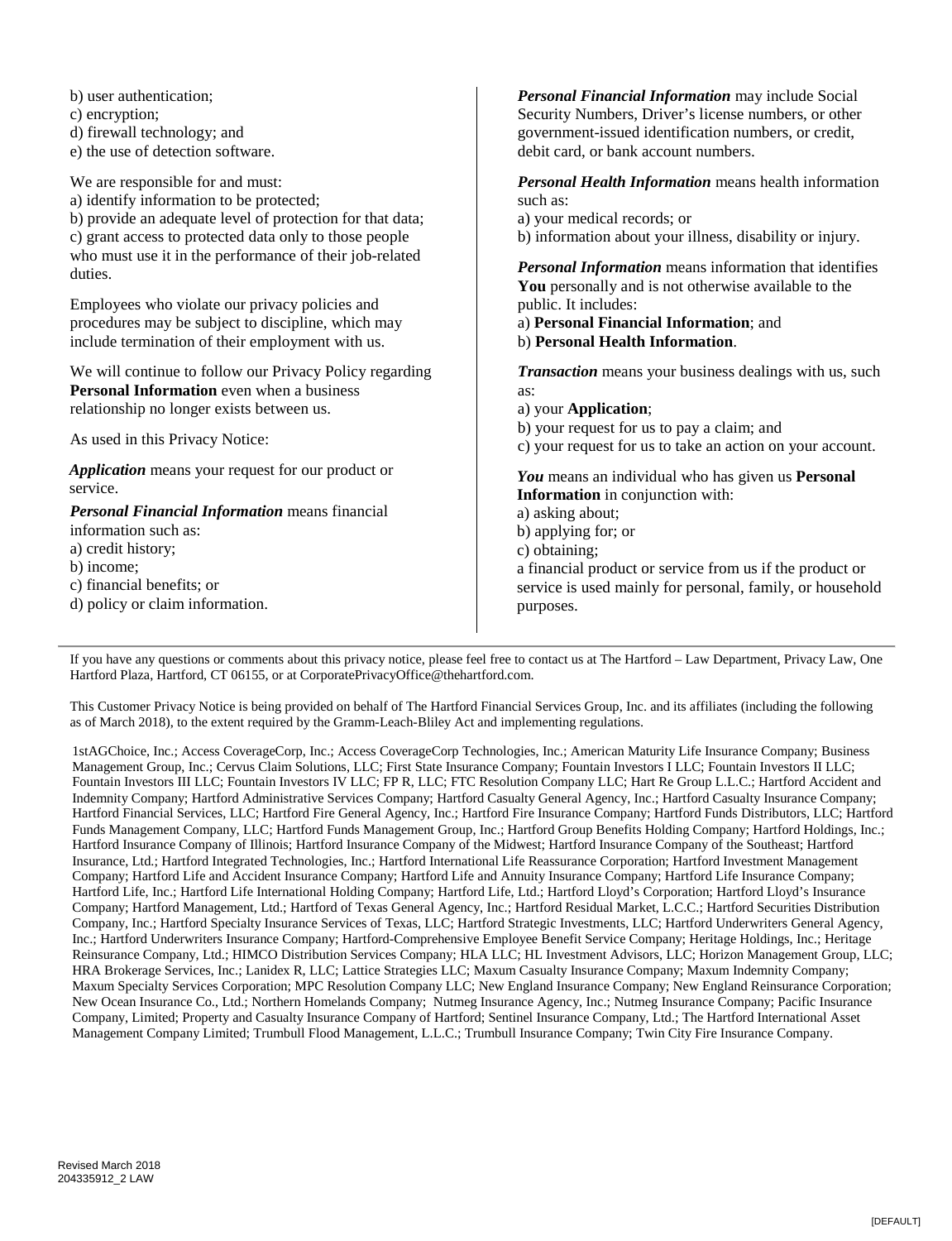b) user authentication;
c) encryption;
d) firewall technology; and
e) the use of detection software.

We are responsible for and must:
a) identify information to be protected;
b) provide an adequate level of protection for that data;
c) grant access to protected data only to those people who must use it in the performance of their job-related duties.

Employees who violate our privacy policies and procedures may be subject to discipline, which may include termination of their employment with us.

We will continue to follow our Privacy Policy regarding **Personal Information** even when a business relationship no longer exists between us.

As used in this Privacy Notice:

***Application*** means your request for our product or service.

***Personal Financial Information*** means financial information such as:
a) credit history;
b) income;
c) financial benefits; or
d) policy or claim information.

***Personal Financial Information*** may include Social Security Numbers, Driver's license numbers, or other government-issued identification numbers, or credit, debit card, or bank account numbers.

***Personal Health Information*** means health information such as:
a) your medical records; or
b) information about your illness, disability or injury.

***Personal Information*** means information that identifies **You** personally and is not otherwise available to the public. It includes:
a) **Personal Financial Information**; and
b) **Personal Health Information**.

***Transaction*** means your business dealings with us, such as:
a) your **Application**;
b) your request for us to pay a claim; and
c) your request for us to take an action on your account.

***You*** means an individual who has given us **Personal Information** in conjunction with:
a) asking about;
b) applying for; or
c) obtaining;
a financial product or service from us if the product or service is used mainly for personal, family, or household purposes.

---

If you have any questions or comments about this privacy notice, please feel free to contact us at The Hartford – Law Department, Privacy Law, One Hartford Plaza, Hartford, CT 06155, or at CorporatePrivacyOffice@thehartford.com.

This Customer Privacy Notice is being provided on behalf of The Hartford Financial Services Group, Inc. and its affiliates (including the following as of March 2018), to the extent required by the Gramm-Leach-Bliley Act and implementing regulations.

1stAGChoice, Inc.; Access CoverageCorp, Inc.; Access CoverageCorp Technologies, Inc.; American Maturity Life Insurance Company; Business Management Group, Inc.; Cervus Claim Solutions, LLC; First State Insurance Company; Fountain Investors I LLC; Fountain Investors II LLC; Fountain Investors III LLC; Fountain Investors IV LLC; FP R, LLC; FTC Resolution Company LLC; Hart Re Group L.L.C.; Hartford Accident and Indemnity Company; Hartford Administrative Services Company; Hartford Casualty General Agency, Inc.; Hartford Casualty Insurance Company; Hartford Financial Services, LLC; Hartford Fire General Agency, Inc.; Hartford Fire Insurance Company; Hartford Funds Distributors, LLC; Hartford Funds Management Company, LLC; Hartford Funds Management Group, Inc.; Hartford Group Benefits Holding Company; Hartford Holdings, Inc.; Hartford Insurance Company of Illinois; Hartford Insurance Company of the Midwest; Hartford Insurance Company of the Southeast; Hartford Insurance, Ltd.; Hartford Integrated Technologies, Inc.; Hartford International Life Reassurance Corporation; Hartford Investment Management Company; Hartford Life and Accident Insurance Company; Hartford Life and Annuity Insurance Company; Hartford Life Insurance Company; Hartford Life, Inc.; Hartford Life International Holding Company; Hartford Life, Ltd.; Hartford Lloyd's Corporation; Hartford Lloyd's Insurance Company; Hartford Management, Ltd.; Hartford of Texas General Agency, Inc.; Hartford Residual Market, L.C.C.; Hartford Securities Distribution Company, Inc.; Hartford Specialty Insurance Services of Texas, LLC; Hartford Strategic Investments, LLC; Hartford Underwriters General Agency, Inc.; Hartford Underwriters Insurance Company; Hartford-Comprehensive Employee Benefit Service Company; Heritage Holdings, Inc.; Heritage Reinsurance Company, Ltd.; HIMCO Distribution Services Company; HLA LLC; HL Investment Advisors, LLC; Horizon Management Group, LLC; HRA Brokerage Services, Inc.; Lanidex R, LLC; Lattice Strategies LLC; Maxum Casualty Insurance Company; Maxum Indemnity Company; Maxum Specialty Services Corporation; MPC Resolution Company LLC; New England Insurance Company; New England Reinsurance Corporation; New Ocean Insurance Co., Ltd.; Northern Homelands Company; Nutmeg Insurance Agency, Inc.; Nutmeg Insurance Company; Pacific Insurance Company, Limited; Property and Casualty Insurance Company of Hartford; Sentinel Insurance Company, Ltd.; The Hartford International Asset Management Company Limited; Trumbull Flood Management, L.L.C.; Trumbull Insurance Company; Twin City Fire Insurance Company.

Revised March 2018
204335912_2 LAW

[DEFAULT]